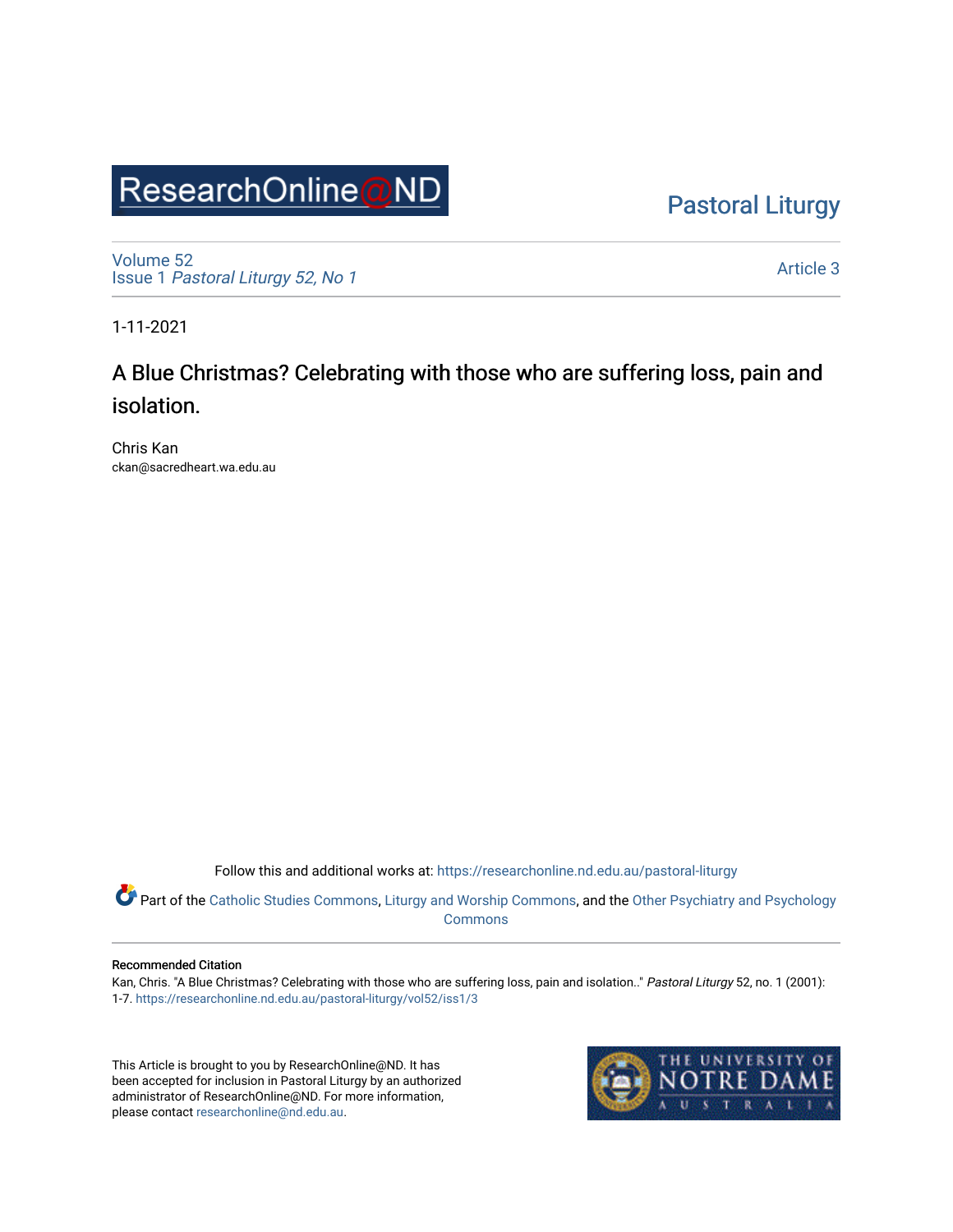ResearchOnline@ND

Pastoral Liturgy

Volume 52
Issue 1 *Pastoral Liturgy 52, No 1*

Article 3

1-11-2021

# A Blue Christmas? Celebrating with those who are suffering loss, pain and isolation.

Chris Kan
ckan@sacredheart.wa.edu.au

Follow this and additional works at: https://researchonline.nd.edu.au/pastoral-liturgy

Part of the Catholic Studies Commons, Liturgy and Worship Commons, and the Other Psychiatry and Psychology Commons

**Recommended Citation**
Kan, Chris. "A Blue Christmas? Celebrating with those who are suffering loss, pain and isolation.." *Pastoral Liturgy* 52, no. 1 (2001): 1-7. https://researchonline.nd.edu.au/pastoral-liturgy/vol52/iss1/3

This Article is brought to you by ResearchOnline@ND. It has been accepted for inclusion in Pastoral Liturgy by an authorized administrator of ResearchOnline@ND. For more information, please contact researchonline@nd.edu.au.

THE UNIVERSITY OF NOTRE DAME AUSTRALIA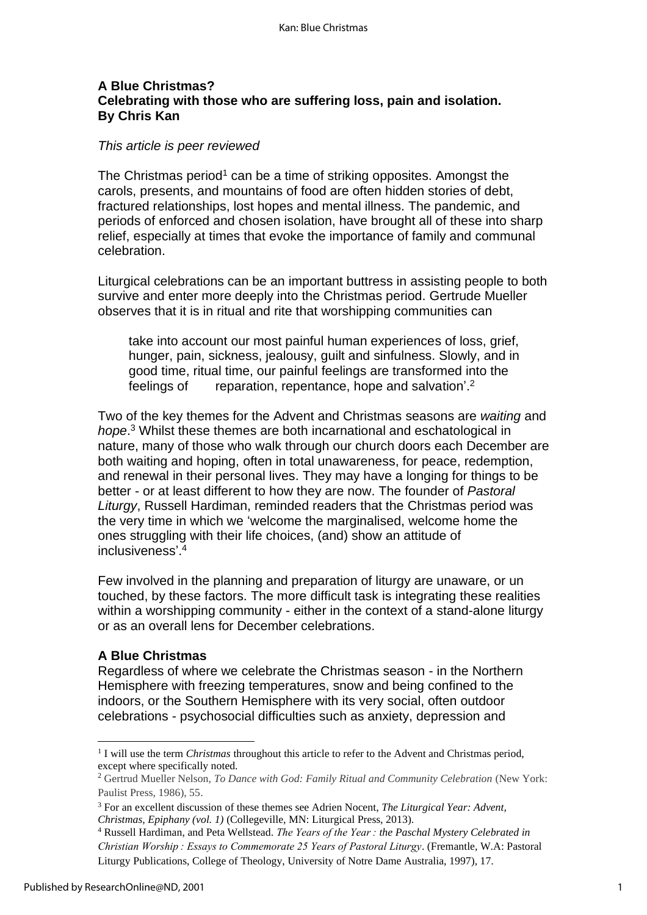**A Blue Christmas?**
**Celebrating with those who are suffering loss, pain and isolation.**
**By Chris Kan**

*This article is peer reviewed*

The Christmas period[1] can be a time of striking opposites. Amongst the carols, presents, and mountains of food are often hidden stories of debt, fractured relationships, lost hopes and mental illness. The pandemic, and periods of enforced and chosen isolation, have brought all of these into sharp relief, especially at times that evoke the importance of family and communal celebration.

Liturgical celebrations can be an important buttress in assisting people to both survive and enter more deeply into the Christmas period. Gertrude Mueller observes that it is in ritual and rite that worshipping communities can

> take into account our most painful human experiences of loss, grief, hunger, pain, sickness, jealousy, guilt and sinfulness. Slowly, and in good time, ritual time, our painful feelings are transformed into the feelings of reparation, repentance, hope and salvation'.[2]

Two of the key themes for the Advent and Christmas seasons are *waiting* and *hope*.[3] Whilst these themes are both incarnational and eschatological in nature, many of those who walk through our church doors each December are both waiting and hoping, often in total unawareness, for peace, redemption, and renewal in their personal lives. They may have a longing for things to be better - or at least different to how they are now. The founder of *Pastoral Liturgy*, Russell Hardiman, reminded readers that the Christmas period was the very time in which we 'welcome the marginalised, welcome home the ones struggling with their life choices, (and) show an attitude of inclusiveness'.[4]

Few involved in the planning and preparation of liturgy are unaware, or un touched, by these factors. The more difficult task is integrating these realities within a worshipping community - either in the context of a stand-alone liturgy or as an overall lens for December celebrations.

## A Blue Christmas

Regardless of where we celebrate the Christmas season - in the Northern Hemisphere with freezing temperatures, snow and being confined to the indoors, or the Southern Hemisphere with its very social, often outdoor celebrations - psychosocial difficulties such as anxiety, depression and

---

[1] I will use the term *Christmas* throughout this article to refer to the Advent and Christmas period, except where specifically noted.

[2] Gertrud Mueller Nelson, *To Dance with God: Family Ritual and Community Celebration* (New York: Paulist Press, 1986), 55.

[3] For an excellent discussion of these themes see Adrien Nocent, *The Liturgical Year: Advent, Christmas, Epiphany (vol. 1)* (Collegeville, MN: Liturgical Press, 2013).

[4] Russell Hardiman, and Peta Wellstead. *The Years of the Year : the Paschal Mystery Celebrated in Christian Worship : Essays to Commemorate 25 Years of Pastoral Liturgy*. (Fremantle, W.A: Pastoral Liturgy Publications, College of Theology, University of Notre Dame Australia, 1997), 17.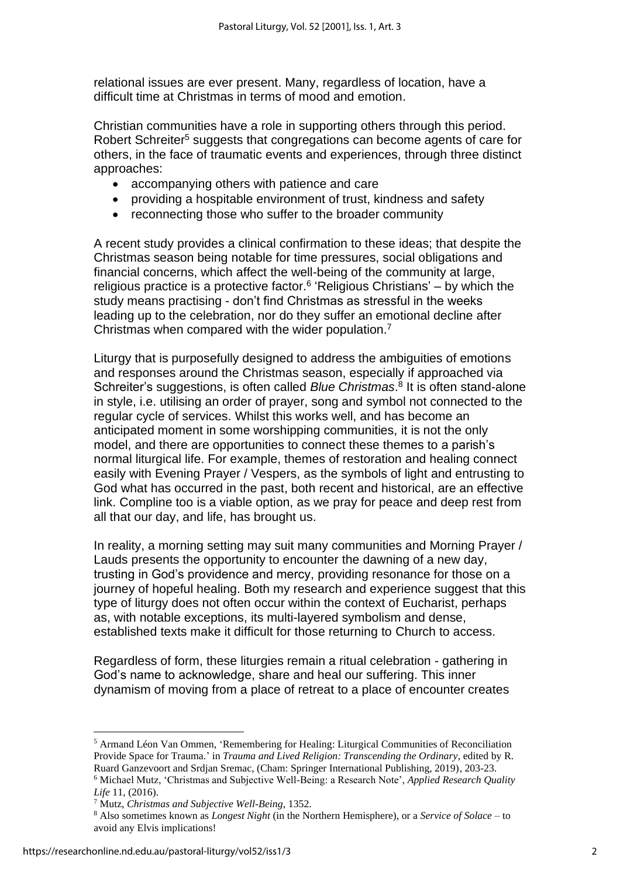relational issues are ever present. Many, regardless of location, have a difficult time at Christmas in terms of mood and emotion.

Christian communities have a role in supporting others through this period. Robert Schreiter[5] suggests that congregations can become agents of care for others, in the face of traumatic events and experiences, through three distinct approaches:

- accompanying others with patience and care
- providing a hospitable environment of trust, kindness and safety
- reconnecting those who suffer to the broader community

A recent study provides a clinical confirmation to these ideas; that despite the Christmas season being notable for time pressures, social obligations and financial concerns, which affect the well-being of the community at large, religious practice is a protective factor.[6] 'Religious Christians' – by which the study means practising - don't find Christmas as stressful in the weeks leading up to the celebration, nor do they suffer an emotional decline after Christmas when compared with the wider population.[7]

Liturgy that is purposefully designed to address the ambiguities of emotions and responses around the Christmas season, especially if approached via Schreiter's suggestions, is often called *Blue Christmas*.[8] It is often stand-alone in style, i.e. utilising an order of prayer, song and symbol not connected to the regular cycle of services. Whilst this works well, and has become an anticipated moment in some worshipping communities, it is not the only model, and there are opportunities to connect these themes to a parish's normal liturgical life. For example, themes of restoration and healing connect easily with Evening Prayer / Vespers, as the symbols of light and entrusting to God what has occurred in the past, both recent and historical, are an effective link. Compline too is a viable option, as we pray for peace and deep rest from all that our day, and life, has brought us.

In reality, a morning setting may suit many communities and Morning Prayer / Lauds presents the opportunity to encounter the dawning of a new day, trusting in God's providence and mercy, providing resonance for those on a journey of hopeful healing. Both my research and experience suggest that this type of liturgy does not often occur within the context of Eucharist, perhaps as, with notable exceptions, its multi-layered symbolism and dense, established texts make it difficult for those returning to Church to access.

Regardless of form, these liturgies remain a ritual celebration - gathering in God's name to acknowledge, share and heal our suffering. This inner dynamism of moving from a place of retreat to a place of encounter creates

---

[5] Armand Léon Van Ommen, 'Remembering for Healing: Liturgical Communities of Reconciliation Provide Space for Trauma.' in *Trauma and Lived Religion: Transcending the Ordinary*, edited by R. Ruard Ganzevoort and Srdjan Sremac, (Cham: Springer International Publishing, 2019), 203-23.

[6] Michael Mutz, 'Christmas and Subjective Well-Being: a Research Note', *Applied Research Quality Life* 11, (2016).

[7] Mutz, *Christmas and Subjective Well-Being*, 1352.

[8] Also sometimes known as *Longest Night* (in the Northern Hemisphere), or a *Service of Solace* – to avoid any Elvis implications!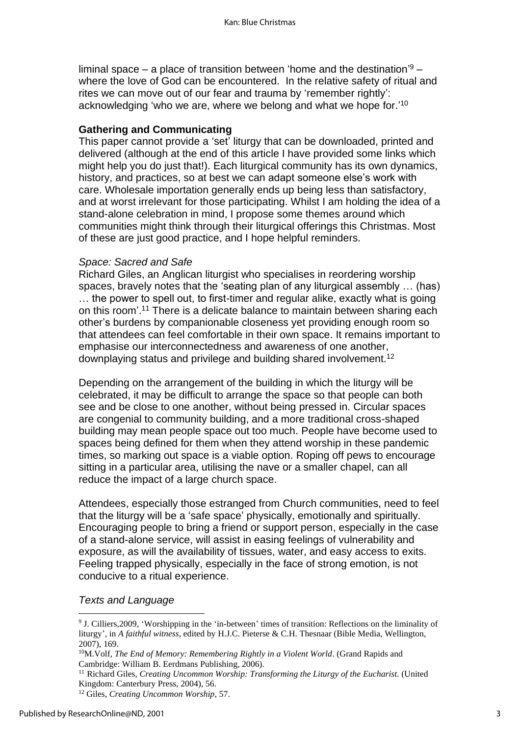liminal space – a place of transition between 'home and the destination'[9] – where the love of God can be encountered. In the relative safety of ritual and rites we can move out of our fear and trauma by 'remember rightly': acknowledging 'who we are, where we belong and what we hope for.'[10]

### Gathering and Communicating

This paper cannot provide a 'set' liturgy that can be downloaded, printed and delivered (although at the end of this article I have provided some links which might help you do just that!). Each liturgical community has its own dynamics, history, and practices, so at best we can adapt someone else's work with care. Wholesale importation generally ends up being less than satisfactory, and at worst irrelevant for those participating. Whilst I am holding the idea of a stand-alone celebration in mind, I propose some themes around which communities might think through their liturgical offerings this Christmas. Most of these are just good practice, and I hope helpful reminders.

*Space: Sacred and Safe*

Richard Giles, an Anglican liturgist who specialises in reordering worship spaces, bravely notes that the 'seating plan of any liturgical assembly … (has) … the power to spell out, to first-timer and regular alike, exactly what is going on this room'.[11] There is a delicate balance to maintain between sharing each other's burdens by companionable closeness yet providing enough room so that attendees can feel comfortable in their own space. It remains important to emphasise our interconnectedness and awareness of one another, downplaying status and privilege and building shared involvement.[12]

Depending on the arrangement of the building in which the liturgy will be celebrated, it may be difficult to arrange the space so that people can both see and be close to one another, without being pressed in. Circular spaces are congenial to community building, and a more traditional cross-shaped building may mean people space out too much. People have become used to spaces being defined for them when they attend worship in these pandemic times, so marking out space is a viable option. Roping off pews to encourage sitting in a particular area, utilising the nave or a smaller chapel, can all reduce the impact of a large church space.

Attendees, especially those estranged from Church communities, need to feel that the liturgy will be a 'safe space' physically, emotionally and spiritually. Encouraging people to bring a friend or support person, especially in the case of a stand-alone service, will assist in easing feelings of vulnerability and exposure, as will the availability of tissues, water, and easy access to exits. Feeling trapped physically, especially in the face of strong emotion, is not conducive to a ritual experience.

*Texts and Language*

---

[9] J. Cilliers,2009, 'Worshipping in the 'in-between' times of transition: Reflections on the liminality of liturgy', in *A faithful witness*, edited by H.J.C. Pieterse & C.H. Thesnaar (Bible Media, Wellington, 2007), 169.

[10] M.Volf, *The End of Memory: Remembering Rightly in a Violent World*. (Grand Rapids and Cambridge: William B. Eerdmans Publishing, 2006).

[11] Richard Giles, *Creating Uncommon Worship: Transforming the Liturgy of the Eucharist.* (United Kingdom: Canterbury Press, 2004), 56.

[12] Giles, *Creating Uncommon Worship*, 57.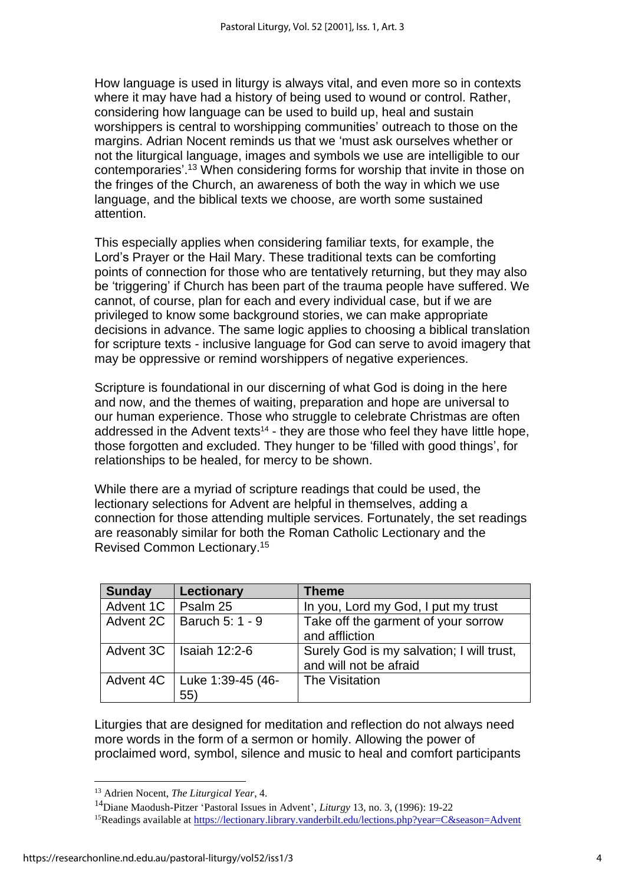How language is used in liturgy is always vital, and even more so in contexts where it may have had a history of being used to wound or control. Rather, considering how language can be used to build up, heal and sustain worshippers is central to worshipping communities' outreach to those on the margins. Adrian Nocent reminds us that we 'must ask ourselves whether or not the liturgical language, images and symbols we use are intelligible to our contemporaries'.[13] When considering forms for worship that invite in those on the fringes of the Church, an awareness of both the way in which we use language, and the biblical texts we choose, are worth some sustained attention.

This especially applies when considering familiar texts, for example, the Lord's Prayer or the Hail Mary. These traditional texts can be comforting points of connection for those who are tentatively returning, but they may also be 'triggering' if Church has been part of the trauma people have suffered. We cannot, of course, plan for each and every individual case, but if we are privileged to know some background stories, we can make appropriate decisions in advance. The same logic applies to choosing a biblical translation for scripture texts - inclusive language for God can serve to avoid imagery that may be oppressive or remind worshippers of negative experiences.

Scripture is foundational in our discerning of what God is doing in the here and now, and the themes of waiting, preparation and hope are universal to our human experience. Those who struggle to celebrate Christmas are often addressed in the Advent texts[14] - they are those who feel they have little hope, those forgotten and excluded. They hunger to be 'filled with good things', for relationships to be healed, for mercy to be shown.

While there are a myriad of scripture readings that could be used, the lectionary selections for Advent are helpful in themselves, adding a connection for those attending multiple services. Fortunately, the set readings are reasonably similar for both the Roman Catholic Lectionary and the Revised Common Lectionary.[15]

| Sunday | Lectionary | Theme |
|---|---|---|
| Advent 1C | Psalm 25 | In you, Lord my God, I put my trust |
| Advent 2C | Baruch 5: 1 - 9 | Take off the garment of your sorrow and affliction |
| Advent 3C | Isaiah 12:2-6 | Surely God is my salvation; I will trust, and will not be afraid |
| Advent 4C | Luke 1:39-45 (46-55) | The Visitation |

Liturgies that are designed for meditation and reflection do not always need more words in the form of a sermon or homily. Allowing the power of proclaimed word, symbol, silence and music to heal and comfort participants

---

[13] Adrien Nocent, *The Liturgical Year*, 4.

[14] Diane Maodush-Pitzer 'Pastoral Issues in Advent', *Liturgy* 13, no. 3, (1996): 19-22

[15] Readings available at https://lectionary.library.vanderbilt.edu/lections.php?year=C&season=Advent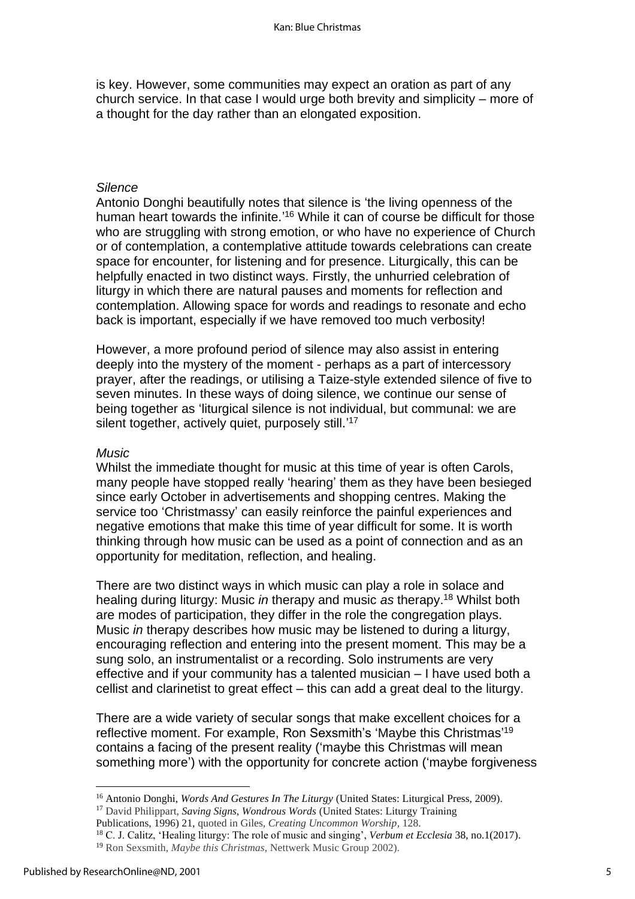is key. However, some communities may expect an oration as part of any church service. In that case I would urge both brevity and simplicity – more of a thought for the day rather than an elongated exposition.

*Silence*

Antonio Donghi beautifully notes that silence is 'the living openness of the human heart towards the infinite.'[16] While it can of course be difficult for those who are struggling with strong emotion, or who have no experience of Church or of contemplation, a contemplative attitude towards celebrations can create space for encounter, for listening and for presence. Liturgically, this can be helpfully enacted in two distinct ways. Firstly, the unhurried celebration of liturgy in which there are natural pauses and moments for reflection and contemplation. Allowing space for words and readings to resonate and echo back is important, especially if we have removed too much verbosity!

However, a more profound period of silence may also assist in entering deeply into the mystery of the moment - perhaps as a part of intercessory prayer, after the readings, or utilising a Taize-style extended silence of five to seven minutes. In these ways of doing silence, we continue our sense of being together as 'liturgical silence is not individual, but communal: we are silent together, actively quiet, purposely still.'[17]

*Music*

Whilst the immediate thought for music at this time of year is often Carols, many people have stopped really 'hearing' them as they have been besieged since early October in advertisements and shopping centres. Making the service too 'Christmassy' can easily reinforce the painful experiences and negative emotions that make this time of year difficult for some. It is worth thinking through how music can be used as a point of connection and as an opportunity for meditation, reflection, and healing.

There are two distinct ways in which music can play a role in solace and healing during liturgy: Music *in* therapy and music *as* therapy.[18] Whilst both are modes of participation, they differ in the role the congregation plays. Music *in* therapy describes how music may be listened to during a liturgy, encouraging reflection and entering into the present moment. This may be a sung solo, an instrumentalist or a recording. Solo instruments are very effective and if your community has a talented musician – I have used both a cellist and clarinetist to great effect – this can add a great deal to the liturgy.

There are a wide variety of secular songs that make excellent choices for a reflective moment. For example, Ron Sexsmith's 'Maybe this Christmas'[19] contains a facing of the present reality ('maybe this Christmas will mean something more') with the opportunity for concrete action ('maybe forgiveness

---

[16] Antonio Donghi, *Words And Gestures In The Liturgy* (United States: Liturgical Press, 2009).

[17] David Philippart, *Saving Signs, Wondrous Words* (United States: Liturgy Training Publications, 1996) 21, quoted in Giles, *Creating Uncommon Worship*, 128.

[18] C. J. Calitz, 'Healing liturgy: The role of music and singing', *Verbum et Ecclesia* 38, no.1(2017).

[19] Ron Sexsmith, *Maybe this Christmas*, Nettwerk Music Group 2002).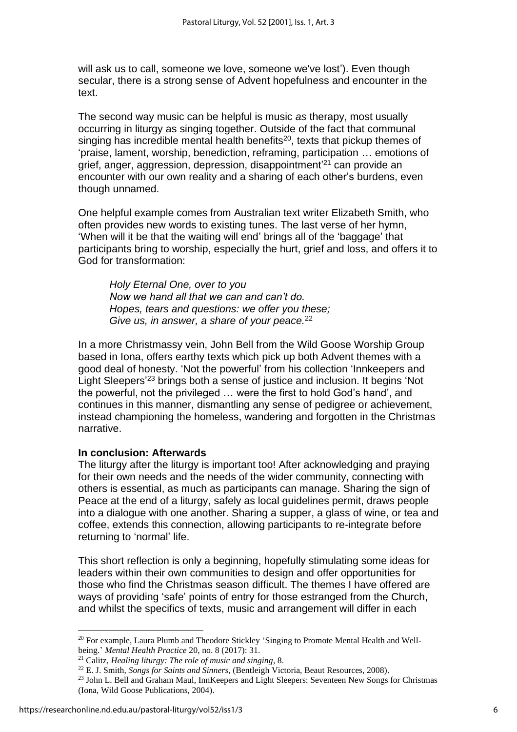will ask us to call, someone we love, someone we've lost'). Even though secular, there is a strong sense of Advent hopefulness and encounter in the text.

The second way music can be helpful is music *as* therapy, most usually occurring in liturgy as singing together. Outside of the fact that communal singing has incredible mental health benefits[20], texts that pickup themes of 'praise, lament, worship, benediction, reframing, participation … emotions of grief, anger, aggression, depression, disappointment'[21] can provide an encounter with our own reality and a sharing of each other's burdens, even though unnamed.

One helpful example comes from Australian text writer Elizabeth Smith, who often provides new words to existing tunes. The last verse of her hymn, 'When will it be that the waiting will end' brings all of the 'baggage' that participants bring to worship, especially the hurt, grief and loss, and offers it to God for transformation:

> *Holy Eternal One, over to you*
> *Now we hand all that we can and can't do.*
> *Hopes, tears and questions: we offer you these;*
> *Give us, in answer, a share of your peace.*[22]

In a more Christmassy vein, John Bell from the Wild Goose Worship Group based in Iona, offers earthy texts which pick up both Advent themes with a good deal of honesty. 'Not the powerful' from his collection 'Innkeepers and Light Sleepers'[23] brings both a sense of justice and inclusion. It begins 'Not the powerful, not the privileged … were the first to hold God's hand', and continues in this manner, dismantling any sense of pedigree or achievement, instead championing the homeless, wandering and forgotten in the Christmas narrative.

**In conclusion: Afterwards**

The liturgy after the liturgy is important too! After acknowledging and praying for their own needs and the needs of the wider community, connecting with others is essential, as much as participants can manage. Sharing the sign of Peace at the end of a liturgy, safely as local guidelines permit, draws people into a dialogue with one another. Sharing a supper, a glass of wine, or tea and coffee, extends this connection, allowing participants to re-integrate before returning to 'normal' life.

This short reflection is only a beginning, hopefully stimulating some ideas for leaders within their own communities to design and offer opportunities for those who find the Christmas season difficult. The themes I have offered are ways of providing 'safe' points of entry for those estranged from the Church, and whilst the specifics of texts, music and arrangement will differ in each

---

[20] For example, Laura Plumb and Theodore Stickley 'Singing to Promote Mental Health and Well-being.' *Mental Health Practice* 20, no. 8 (2017): 31.

[21] Calitz, *Healing liturgy: The role of music and singing*, 8.

[22] E. J. Smith, *Songs for Saints and Sinners*, (Bentleigh Victoria, Beaut Resources, 2008).

[23] John L. Bell and Graham Maul, InnKeepers and Light Sleepers: Seventeen New Songs for Christmas (Iona, Wild Goose Publications, 2004).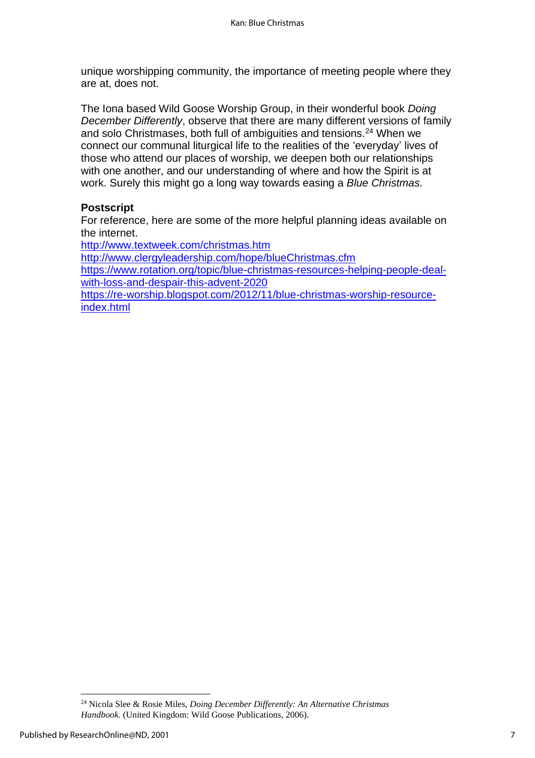unique worshipping community, the importance of meeting people where they are at, does not.

The Iona based Wild Goose Worship Group, in their wonderful book *Doing December Differently*, observe that there are many different versions of family and solo Christmases, both full of ambiguities and tensions.[24] When we connect our communal liturgical life to the realities of the 'everyday' lives of those who attend our places of worship, we deepen both our relationships with one another, and our understanding of where and how the Spirit is at work. Surely this might go a long way towards easing a *Blue Christmas.*

**Postscript**

For reference, here are some of the more helpful planning ideas available on the internet.

http://www.textweek.com/christmas.htm
http://www.clergyleadership.com/hope/blueChristmas.cfm
https://www.rotation.org/topic/blue-christmas-resources-helping-people-deal-with-loss-and-despair-this-advent-2020
https://re-worship.blogspot.com/2012/11/blue-christmas-worship-resource-index.html

---

[24] Nicola Slee & Rosie Miles, *Doing December Differently: An Alternative Christmas Handbook.* (United Kingdom: Wild Goose Publications, 2006).